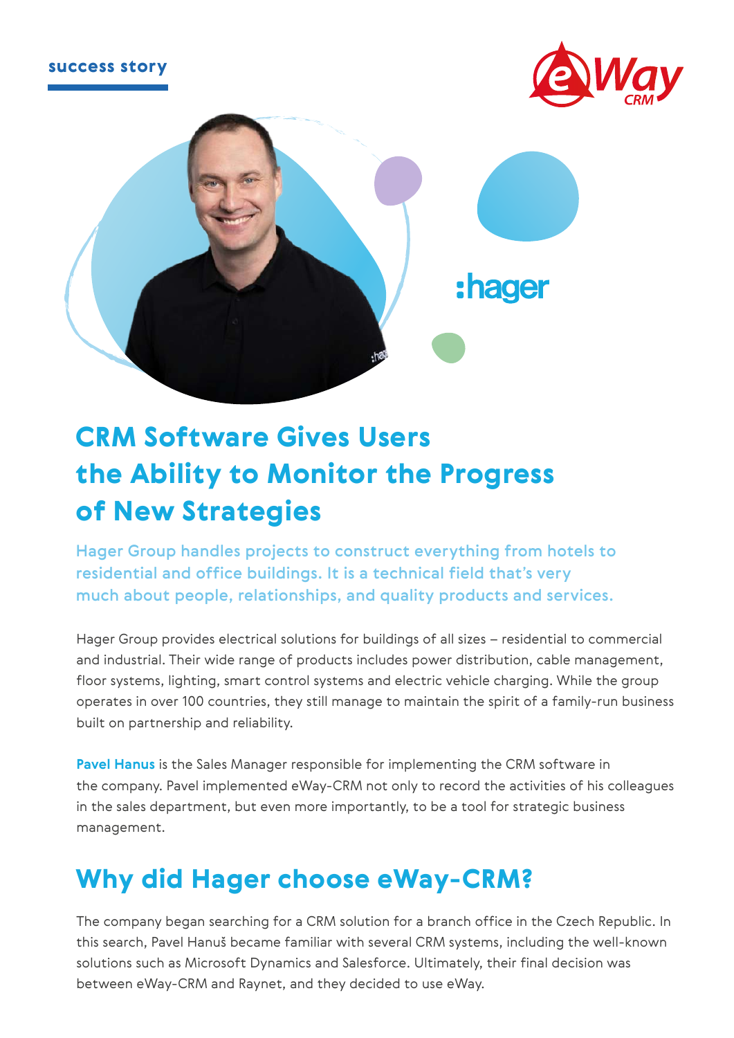success story

# CRM Software Gives Users the Ability to Monitor the Progress of New Strategies

**Hager Group handles projects to construct everything from hotels to residential and office buildings. It is a technical field that's very much about people, relationships, and quality products and services.**

Hager Group provides electrical solutions for buildings of all sizes – residential to commercial and industrial. Their wide range of products includes power distribution, cable management, floor systems, lighting, smart control systems and electric vehicle charging. While the group operates in over 100 countries, they still manage to maintain the spirit of a family-run business built on partnership and reliability.

**Pavel Hanus** is the Sales Manager responsible for implementing the CRM software in the company. Pavel implemented eWay-CRM not only to record the activities of his colleagues in the sales department, but even more importantly, to be a tool for strategic business management.

## Why did Hager choose eWay-CRM?

The company began searching for a CRM solution for a branch office in the Czech Republic. In this search, Pavel Hanuš became familiar with several CRM systems, including the well-known solutions such as Microsoft Dynamics and Salesforce. Ultimately, their final decision was between eWay-CRM and Raynet, and they decided to use eWay.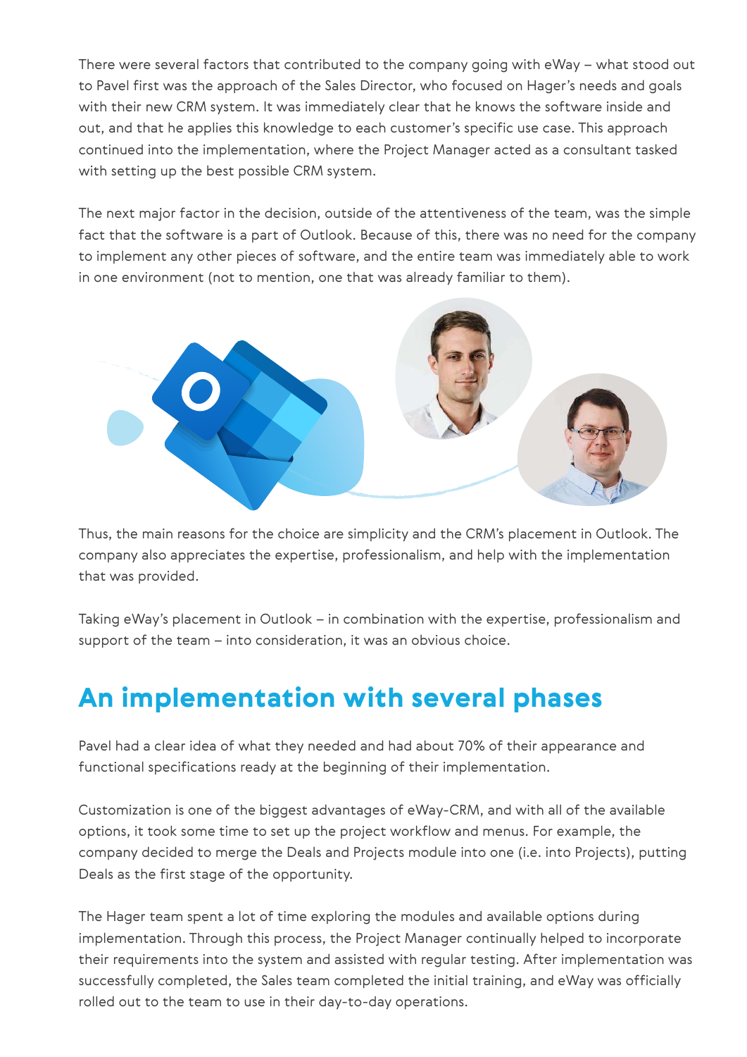There were several factors that contributed to the company going with eWay – what stood out to Pavel first was the approach of the Sales Director, who focused on Hager's needs and goals with their new CRM system. It was immediately clear that he knows the software inside and out, and that he applies this knowledge to each customer's specific use case. This approach continued into the implementation, where the Project Manager acted as a consultant tasked with setting up the best possible CRM system.

The next major factor in the decision, outside of the attentiveness of the team, was the simple fact that the software is a part of Outlook. Because of this, there was no need for the company to implement any other pieces of software, and the entire team was immediately able to work in one environment (not to mention, one that was already familiar to them).

Thus, the main reasons for the choice are simplicity and the CRM's placement in Outlook. The company also appreciates the expertise, professionalism, and help with the implementation that was provided.

Taking eWay's placement in Outlook – in combination with the expertise, professionalism and support of the team – into consideration, it was an obvious choice.

## An implementation with several phases

Pavel had a clear idea of what they needed and had about 70% of their appearance and functional specifications ready at the beginning of their implementation.

Customization is one of the biggest advantages of eWay-CRM, and with all of the available options, it took some time to set up the project workflow and menus. For example, the company decided to merge the Deals and Projects module into one (i.e. into Projects), putting Deals as the first stage of the opportunity.

The Hager team spent a lot of time exploring the modules and available options during implementation. Through this process, the Project Manager continually helped to incorporate their requirements into the system and assisted with regular testing. After implementation was successfully completed, the Sales team completed the initial training, and eWay was officially rolled out to the team to use in their day-to-day operations.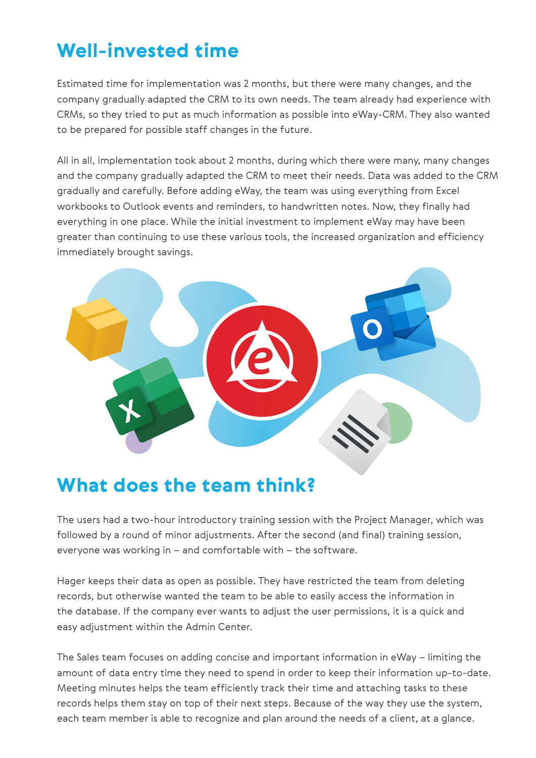## Well-invested time

Estimated time for implementation was 2 months, but there were many changes, and the company gradually adapted the CRM to its own needs. The team already had experience with CRMs, so they tried to put as much information as possible into eWay-CRM. They also wanted to be prepared for possible staff changes in the future.

All in all, implementation took about 2 months, during which there were many, many changes and the company gradually adapted the CRM to meet their needs. Data was added to the CRM gradually and carefully. Before adding eWay, the team was using everything from Excel workbooks to Outlook events and reminders, to handwritten notes. Now, they finally had everything in one place. While the initial investment to implement eWay may have been greater than continuing to use these various tools, the increased organization and efficiency immediately brought savings.

## What does the team think?

The users had a two-hour introductory training session with the Project Manager, which was followed by a round of minor adjustments. After the second (and final) training session, everyone was working in – and comfortable with – the software.

Hager keeps their data as open as possible. They have restricted the team from deleting records, but otherwise wanted the team to be able to easily access the information in the database. If the company ever wants to adjust the user permissions, it is a quick and easy adjustment within the Admin Center.

The Sales team focuses on adding concise and important information in eWay – limiting the amount of data entry time they need to spend in order to keep their information up-to-date. Meeting minutes helps the team efficiently track their time and attaching tasks to these records helps them stay on top of their next steps. Because of the way they use the system, each team member is able to recognize and plan around the needs of a client, at a glance.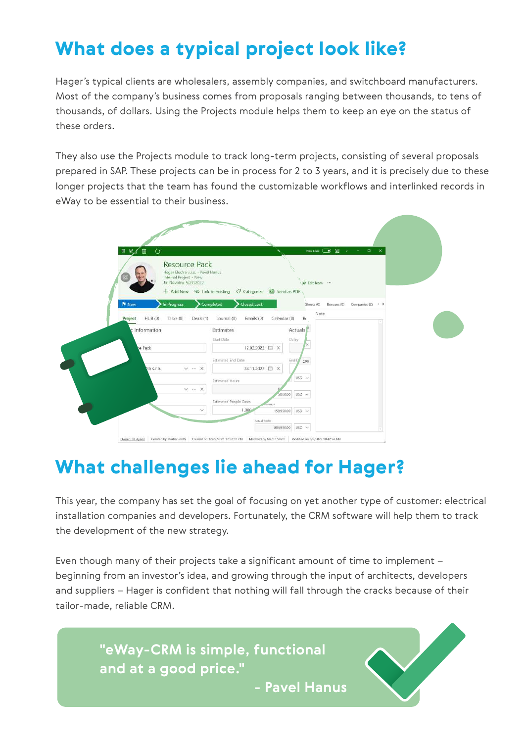## What does a typical project look like?

Hager's typical clients are wholesalers, assembly companies, and switchboard manufacturers. Most of the company's business comes from proposals ranging between thousands, to tens of thousands, of dollars. Using the Projects module helps them to keep an eye on the status of these orders.

They also use the Projects module to track long-term projects, consisting of several proposals prepared in SAP. These projects can be in process for 2 to 3 years, and it is precisely due to these longer projects that the team has found the customizable workflows and interlinked records in eWay to be essential to their business.

## What challenges lie ahead for Hager?

This year, the company has set the goal of focusing on yet another type of customer: electrical installation companies and developers. Fortunately, the CRM software will help them to track the development of the new strategy.

Even though many of their projects take a significant amount of time to implement – beginning from an investor's idea, and growing through the input of architects, developers and suppliers – Hager is confident that nothing will fall through the cracks because of their tailor-made, reliable CRM.

> **"eWay-CRM is simple, functional and at a good price."**
>
> **- Pavel Hanus**